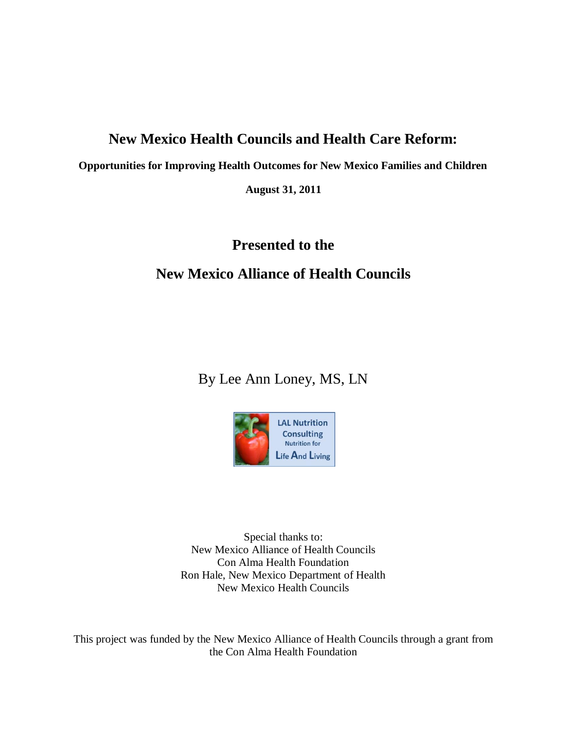# New Mexico Health Councils and Health Care Reform:

**Opportunities for Improving Health Outcomes for New Mexico Families and Children**

**August 31, 2011**

## Presented to the

## New Mexico Alliance of Health Councils

By Lee Ann Loney, MS, LN

LAL Nutrition Consulting
Nutrition for
Life And Living

Special thanks to:
New Mexico Alliance of Health Councils
Con Alma Health Foundation
Ron Hale, New Mexico Department of Health
New Mexico Health Councils

This project was funded by the New Mexico Alliance of Health Councils through a grant from the Con Alma Health Foundation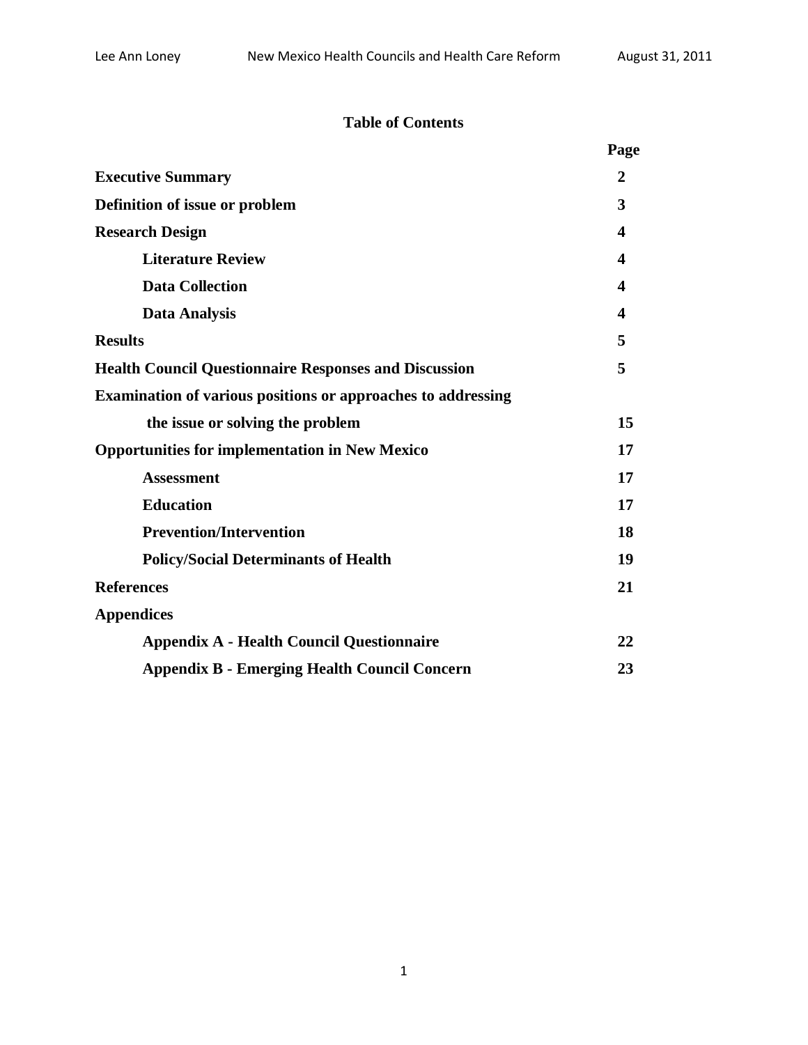# Table of Contents

| | Page |
|---|---|
| **Executive Summary** | **2** |
| **Definition of issue or problem** | **3** |
| **Research Design** | **4** |
| &nbsp;&nbsp;&nbsp;&nbsp;**Literature Review** | **4** |
| &nbsp;&nbsp;&nbsp;&nbsp;**Data Collection** | **4** |
| &nbsp;&nbsp;&nbsp;&nbsp;**Data Analysis** | **4** |
| **Results** | **5** |
| **Health Council Questionnaire Responses and Discussion** | **5** |
| **Examination of various positions or approaches to addressing the issue or solving the problem** | **15** |
| **Opportunities for implementation in New Mexico** | **17** |
| &nbsp;&nbsp;&nbsp;&nbsp;**Assessment** | **17** |
| &nbsp;&nbsp;&nbsp;&nbsp;**Education** | **17** |
| &nbsp;&nbsp;&nbsp;&nbsp;**Prevention/Intervention** | **18** |
| &nbsp;&nbsp;&nbsp;&nbsp;**Policy/Social Determinants of Health** | **19** |
| **References** | **21** |
| **Appendices** | |
| &nbsp;&nbsp;&nbsp;&nbsp;**Appendix A - Health Council Questionnaire** | **22** |
| &nbsp;&nbsp;&nbsp;&nbsp;**Appendix B - Emerging Health Council Concern** | **23** |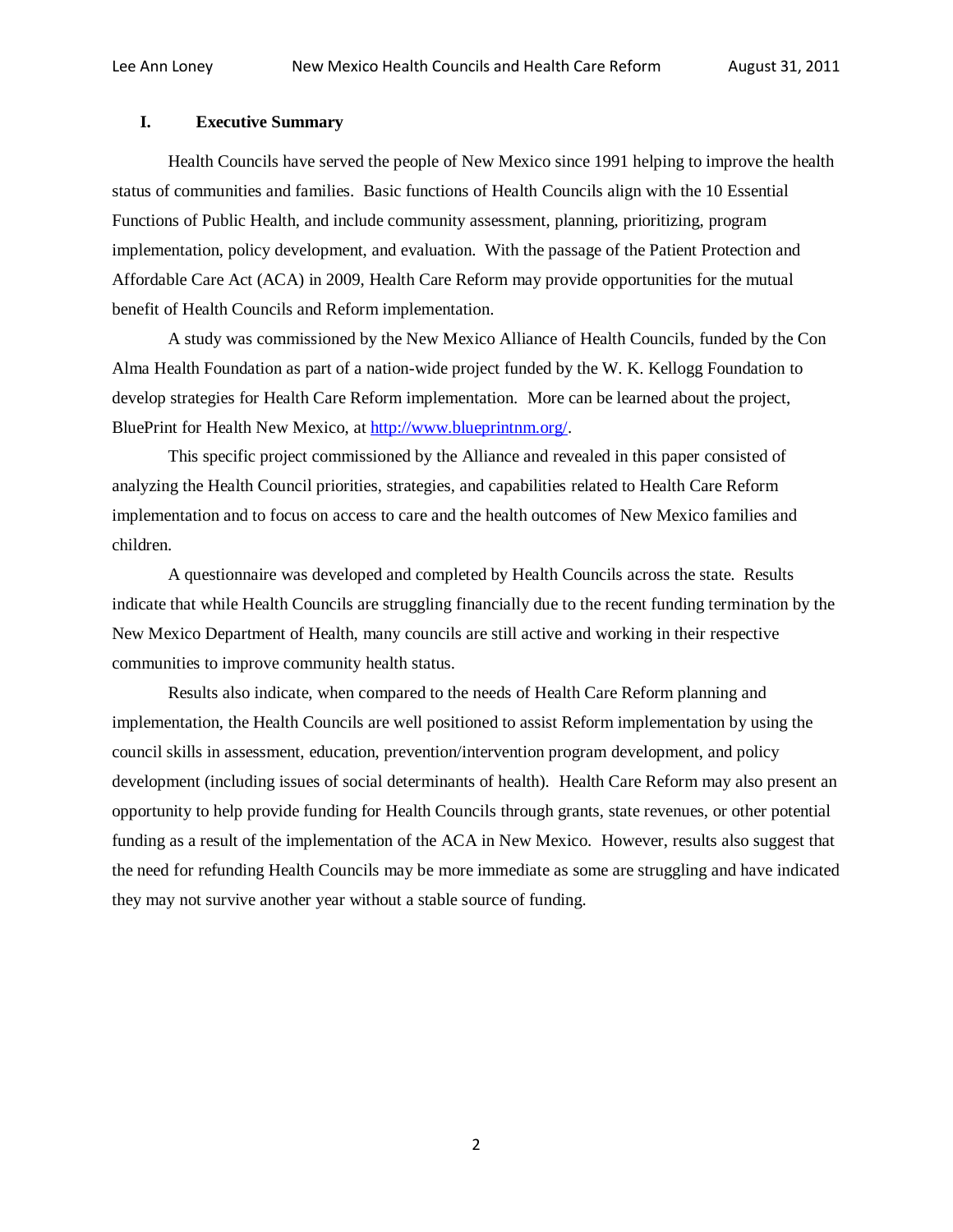## I. Executive Summary

Health Councils have served the people of New Mexico since 1991 helping to improve the health status of communities and families. Basic functions of Health Councils align with the 10 Essential Functions of Public Health, and include community assessment, planning, prioritizing, program implementation, policy development, and evaluation. With the passage of the Patient Protection and Affordable Care Act (ACA) in 2009, Health Care Reform may provide opportunities for the mutual benefit of Health Councils and Reform implementation.

A study was commissioned by the New Mexico Alliance of Health Councils, funded by the Con Alma Health Foundation as part of a nation-wide project funded by the W. K. Kellogg Foundation to develop strategies for Health Care Reform implementation. More can be learned about the project, BluePrint for Health New Mexico, at http://www.blueprintnm.org/.

This specific project commissioned by the Alliance and revealed in this paper consisted of analyzing the Health Council priorities, strategies, and capabilities related to Health Care Reform implementation and to focus on access to care and the health outcomes of New Mexico families and children.

A questionnaire was developed and completed by Health Councils across the state. Results indicate that while Health Councils are struggling financially due to the recent funding termination by the New Mexico Department of Health, many councils are still active and working in their respective communities to improve community health status.

Results also indicate, when compared to the needs of Health Care Reform planning and implementation, the Health Councils are well positioned to assist Reform implementation by using the council skills in assessment, education, prevention/intervention program development, and policy development (including issues of social determinants of health). Health Care Reform may also present an opportunity to help provide funding for Health Councils through grants, state revenues, or other potential funding as a result of the implementation of the ACA in New Mexico. However, results also suggest that the need for refunding Health Councils may be more immediate as some are struggling and have indicated they may not survive another year without a stable source of funding.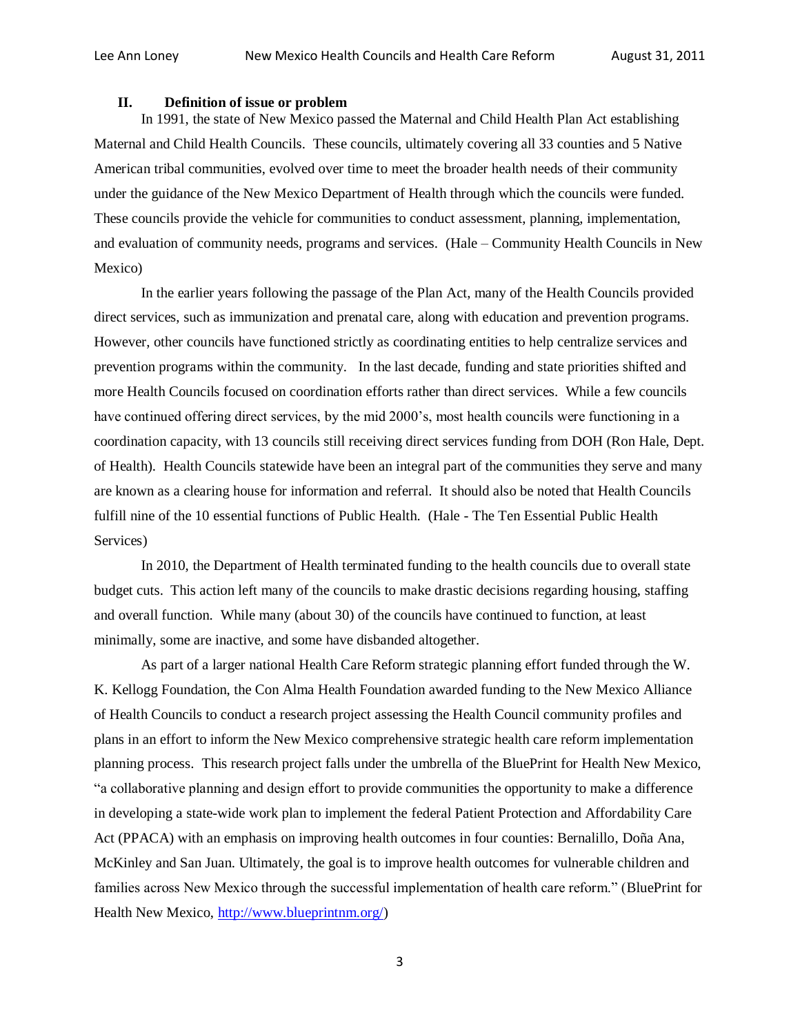## II. Definition of issue or problem

In 1991, the state of New Mexico passed the Maternal and Child Health Plan Act establishing Maternal and Child Health Councils. These councils, ultimately covering all 33 counties and 5 Native American tribal communities, evolved over time to meet the broader health needs of their community under the guidance of the New Mexico Department of Health through which the councils were funded. These councils provide the vehicle for communities to conduct assessment, planning, implementation, and evaluation of community needs, programs and services. (Hale – Community Health Councils in New Mexico)

In the earlier years following the passage of the Plan Act, many of the Health Councils provided direct services, such as immunization and prenatal care, along with education and prevention programs. However, other councils have functioned strictly as coordinating entities to help centralize services and prevention programs within the community. In the last decade, funding and state priorities shifted and more Health Councils focused on coordination efforts rather than direct services. While a few councils have continued offering direct services, by the mid 2000's, most health councils were functioning in a coordination capacity, with 13 councils still receiving direct services funding from DOH (Ron Hale, Dept. of Health). Health Councils statewide have been an integral part of the communities they serve and many are known as a clearing house for information and referral. It should also be noted that Health Councils fulfill nine of the 10 essential functions of Public Health. (Hale - The Ten Essential Public Health Services)

In 2010, the Department of Health terminated funding to the health councils due to overall state budget cuts. This action left many of the councils to make drastic decisions regarding housing, staffing and overall function. While many (about 30) of the councils have continued to function, at least minimally, some are inactive, and some have disbanded altogether.

As part of a larger national Health Care Reform strategic planning effort funded through the W. K. Kellogg Foundation, the Con Alma Health Foundation awarded funding to the New Mexico Alliance of Health Councils to conduct a research project assessing the Health Council community profiles and plans in an effort to inform the New Mexico comprehensive strategic health care reform implementation planning process. This research project falls under the umbrella of the BluePrint for Health New Mexico, "a collaborative planning and design effort to provide communities the opportunity to make a difference in developing a state-wide work plan to implement the federal Patient Protection and Affordability Care Act (PPACA) with an emphasis on improving health outcomes in four counties: Bernalillo, Doña Ana, McKinley and San Juan. Ultimately, the goal is to improve health outcomes for vulnerable children and families across New Mexico through the successful implementation of health care reform." (BluePrint for Health New Mexico, http://www.blueprintnm.org/)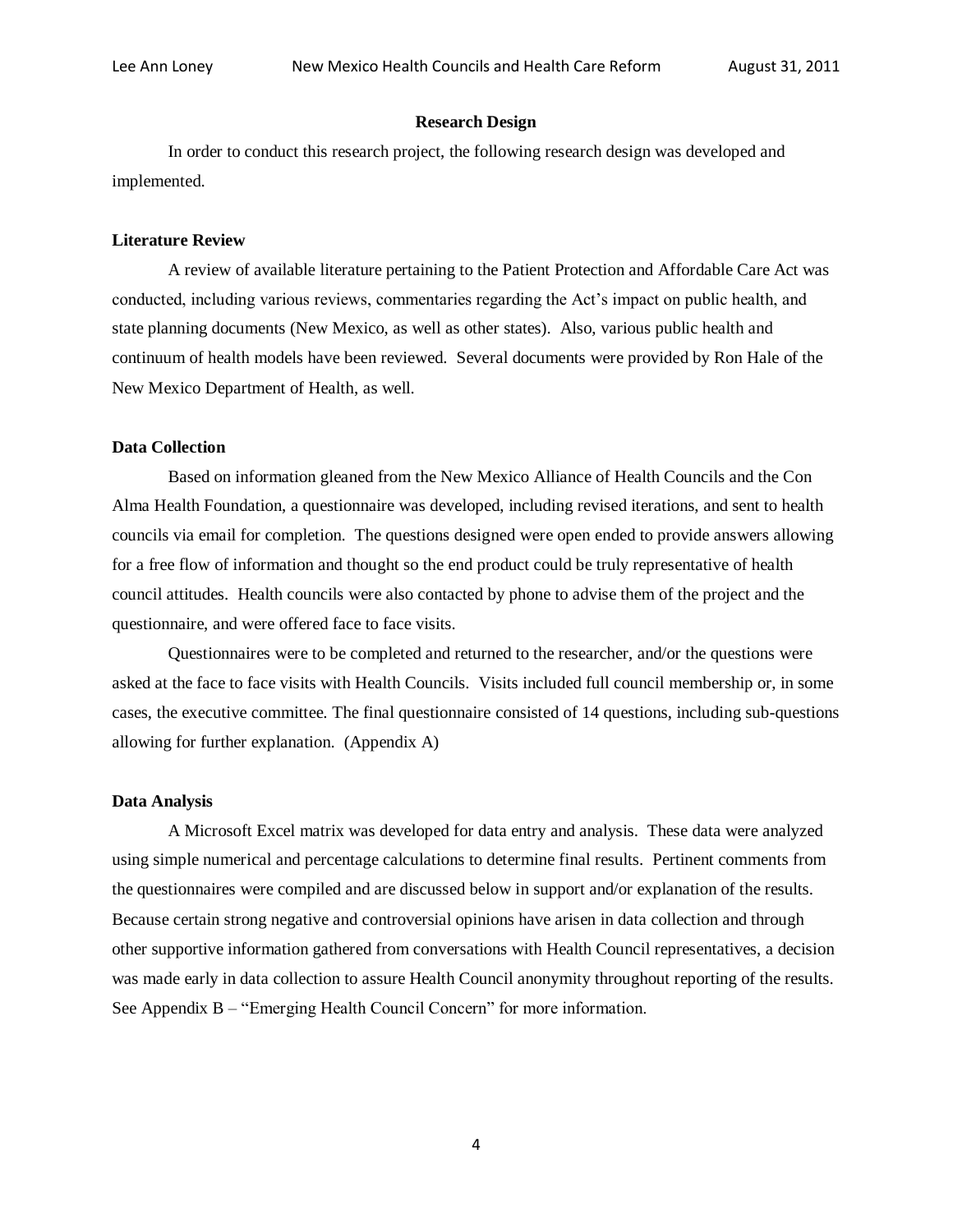## Research Design

In order to conduct this research project, the following research design was developed and implemented.

### Literature Review

A review of available literature pertaining to the Patient Protection and Affordable Care Act was conducted, including various reviews, commentaries regarding the Act's impact on public health, and state planning documents (New Mexico, as well as other states). Also, various public health and continuum of health models have been reviewed. Several documents were provided by Ron Hale of the New Mexico Department of Health, as well.

### Data Collection

Based on information gleaned from the New Mexico Alliance of Health Councils and the Con Alma Health Foundation, a questionnaire was developed, including revised iterations, and sent to health councils via email for completion. The questions designed were open ended to provide answers allowing for a free flow of information and thought so the end product could be truly representative of health council attitudes. Health councils were also contacted by phone to advise them of the project and the questionnaire, and were offered face to face visits.

Questionnaires were to be completed and returned to the researcher, and/or the questions were asked at the face to face visits with Health Councils. Visits included full council membership or, in some cases, the executive committee. The final questionnaire consisted of 14 questions, including sub-questions allowing for further explanation. (Appendix A)

### Data Analysis

A Microsoft Excel matrix was developed for data entry and analysis. These data were analyzed using simple numerical and percentage calculations to determine final results. Pertinent comments from the questionnaires were compiled and are discussed below in support and/or explanation of the results. Because certain strong negative and controversial opinions have arisen in data collection and through other supportive information gathered from conversations with Health Council representatives, a decision was made early in data collection to assure Health Council anonymity throughout reporting of the results. See Appendix B – "Emerging Health Council Concern" for more information.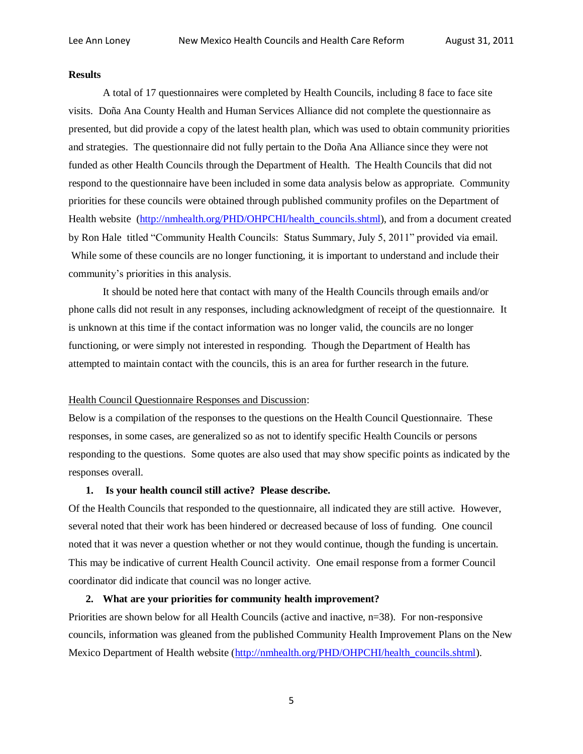**Results**

A total of 17 questionnaires were completed by Health Councils, including 8 face to face site visits. Doña Ana County Health and Human Services Alliance did not complete the questionnaire as presented, but did provide a copy of the latest health plan, which was used to obtain community priorities and strategies. The questionnaire did not fully pertain to the Doña Ana Alliance since they were not funded as other Health Councils through the Department of Health. The Health Councils that did not respond to the questionnaire have been included in some data analysis below as appropriate. Community priorities for these councils were obtained through published community profiles on the Department of Health website ([http://nmhealth.org/PHD/OHPCHI/health_councils.shtml](http://nmhealth.org/PHD/OHPCHI/health_councils.shtml)), and from a document created by Ron Hale titled "Community Health Councils: Status Summary, July 5, 2011" provided via email. While some of these councils are no longer functioning, it is important to understand and include their community's priorities in this analysis.

It should be noted here that contact with many of the Health Councils through emails and/or phone calls did not result in any responses, including acknowledgment of receipt of the questionnaire. It is unknown at this time if the contact information was no longer valid, the councils are no longer functioning, or were simply not interested in responding. Though the Department of Health has attempted to maintain contact with the councils, this is an area for further research in the future.

Health Council Questionnaire Responses and Discussion:

Below is a compilation of the responses to the questions on the Health Council Questionnaire. These responses, in some cases, are generalized so as not to identify specific Health Councils or persons responding to the questions. Some quotes are also used that may show specific points as indicated by the responses overall.

1. **Is your health council still active? Please describe.**

Of the Health Councils that responded to the questionnaire, all indicated they are still active. However, several noted that their work has been hindered or decreased because of loss of funding. One council noted that it was never a question whether or not they would continue, though the funding is uncertain. This may be indicative of current Health Council activity. One email response from a former Council coordinator did indicate that council was no longer active.

2. **What are your priorities for community health improvement?**

Priorities are shown below for all Health Councils (active and inactive, n=38). For non-responsive councils, information was gleaned from the published Community Health Improvement Plans on the New Mexico Department of Health website ([http://nmhealth.org/PHD/OHPCHI/health_councils.shtml](http://nmhealth.org/PHD/OHPCHI/health_councils.shtml)).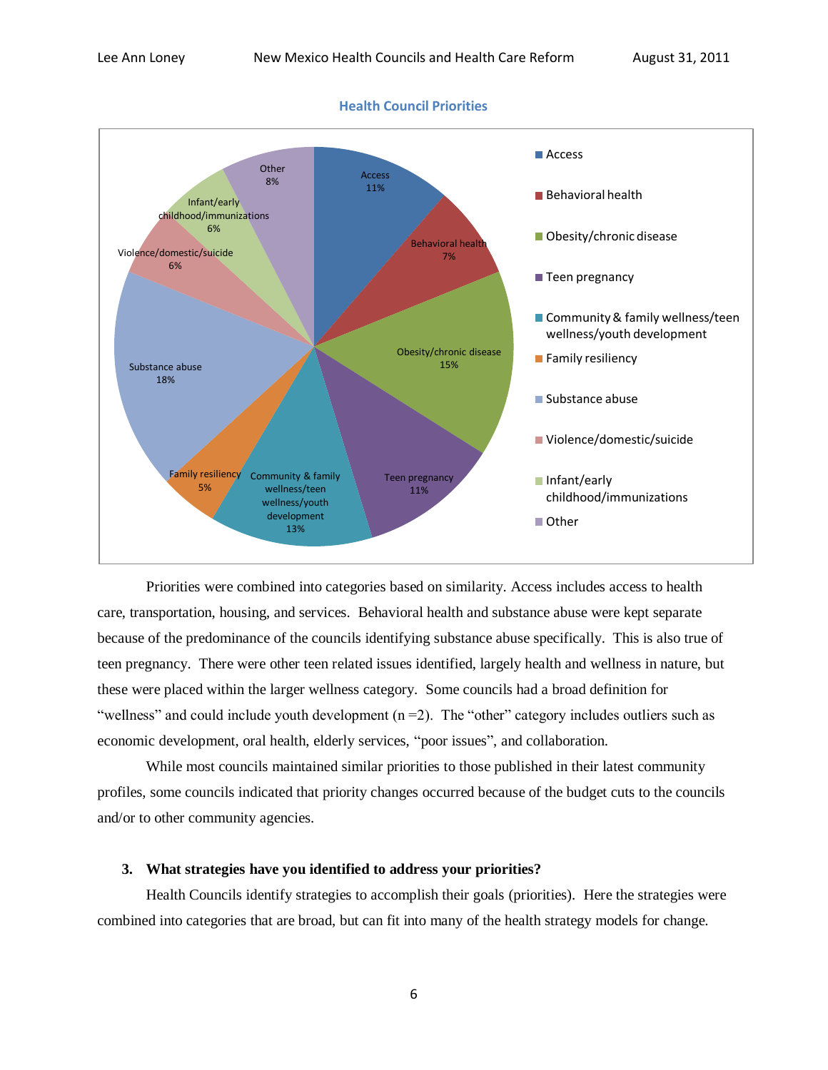**Health Council Priorities**

| Priority | Percentage |
|---|---|
| Access | 11% |
| Behavioral health | 7% |
| Obesity/chronic disease | 15% |
| Teen pregnancy | 11% |
| Community & family wellness/teen wellness/youth development | 13% |
| Family resiliency | 5% |
| Substance abuse | 18% |
| Violence/domestic/suicide | 6% |
| Infant/early childhood/immunizations | 6% |
| Other | 8% |

Priorities were combined into categories based on similarity. Access includes access to health care, transportation, housing, and services. Behavioral health and substance abuse were kept separate because of the predominance of the councils identifying substance abuse specifically. This is also true of teen pregnancy. There were other teen related issues identified, largely health and wellness in nature, but these were placed within the larger wellness category. Some councils had a broad definition for "wellness" and could include youth development (n =2). The "other" category includes outliers such as economic development, oral health, elderly services, "poor issues", and collaboration.

While most councils maintained similar priorities to those published in their latest community profiles, some councils indicated that priority changes occurred because of the budget cuts to the councils and/or to other community agencies.

**3. What strategies have you identified to address your priorities?**

Health Councils identify strategies to accomplish their goals (priorities). Here the strategies were combined into categories that are broad, but can fit into many of the health strategy models for change.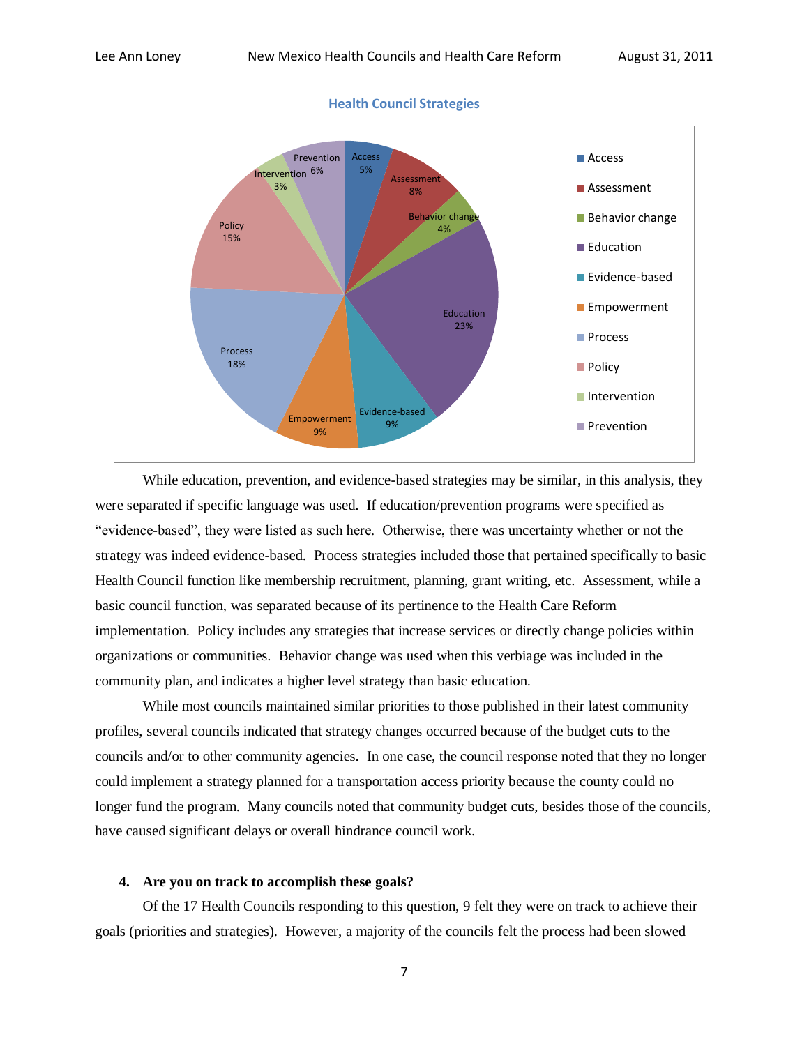**Health Council Strategies**

| Strategy | Percentage |
|---|---|
| Access | 5% |
| Assessment | 8% |
| Behavior change | 4% |
| Education | 23% |
| Evidence-based | 9% |
| Empowerment | 9% |
| Process | 18% |
| Policy | 15% |
| Intervention | 3% |
| Prevention | 6% |

While education, prevention, and evidence-based strategies may be similar, in this analysis, they were separated if specific language was used. If education/prevention programs were specified as "evidence-based", they were listed as such here. Otherwise, there was uncertainty whether or not the strategy was indeed evidence-based. Process strategies included those that pertained specifically to basic Health Council function like membership recruitment, planning, grant writing, etc. Assessment, while a basic council function, was separated because of its pertinence to the Health Care Reform implementation. Policy includes any strategies that increase services or directly change policies within organizations or communities. Behavior change was used when this verbiage was included in the community plan, and indicates a higher level strategy than basic education.

While most councils maintained similar priorities to those published in their latest community profiles, several councils indicated that strategy changes occurred because of the budget cuts to the councils and/or to other community agencies. In one case, the council response noted that they no longer could implement a strategy planned for a transportation access priority because the county could no longer fund the program. Many councils noted that community budget cuts, besides those of the councils, have caused significant delays or overall hindrance council work.

**4. Are you on track to accomplish these goals?**

Of the 17 Health Councils responding to this question, 9 felt they were on track to achieve their goals (priorities and strategies). However, a majority of the councils felt the process had been slowed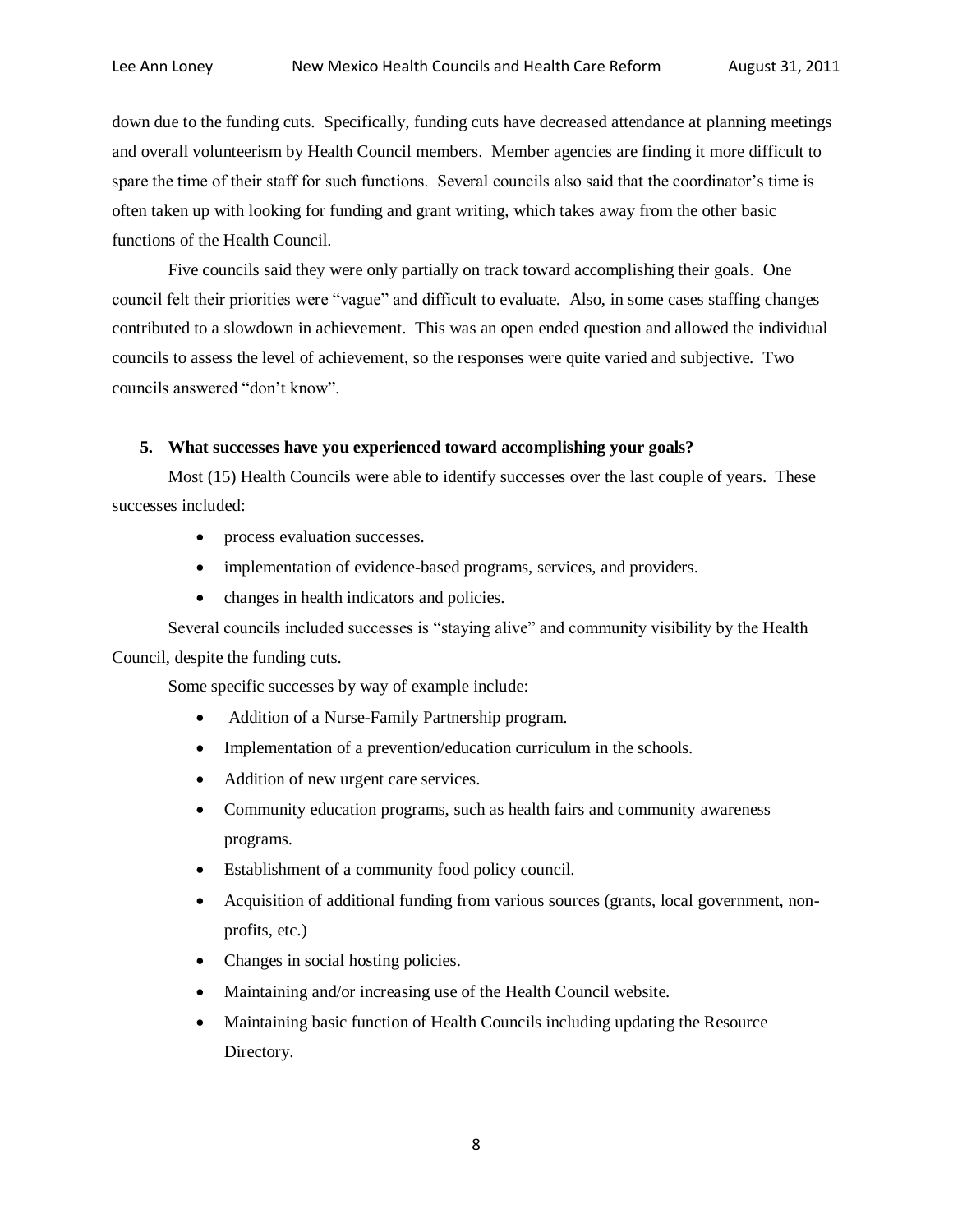down due to the funding cuts. Specifically, funding cuts have decreased attendance at planning meetings and overall volunteerism by Health Council members. Member agencies are finding it more difficult to spare the time of their staff for such functions. Several councils also said that the coordinator's time is often taken up with looking for funding and grant writing, which takes away from the other basic functions of the Health Council.

Five councils said they were only partially on track toward accomplishing their goals. One council felt their priorities were "vague" and difficult to evaluate. Also, in some cases staffing changes contributed to a slowdown in achievement. This was an open ended question and allowed the individual councils to assess the level of achievement, so the responses were quite varied and subjective. Two councils answered "don't know".

**5. What successes have you experienced toward accomplishing your goals?**

Most (15) Health Councils were able to identify successes over the last couple of years. These successes included:

- process evaluation successes.
- implementation of evidence-based programs, services, and providers.
- changes in health indicators and policies.

Several councils included successes is "staying alive" and community visibility by the Health Council, despite the funding cuts.

Some specific successes by way of example include:

- Addition of a Nurse-Family Partnership program.
- Implementation of a prevention/education curriculum in the schools.
- Addition of new urgent care services.
- Community education programs, such as health fairs and community awareness programs.
- Establishment of a community food policy council.
- Acquisition of additional funding from various sources (grants, local government, non-profits, etc.)
- Changes in social hosting policies.
- Maintaining and/or increasing use of the Health Council website.
- Maintaining basic function of Health Councils including updating the Resource Directory.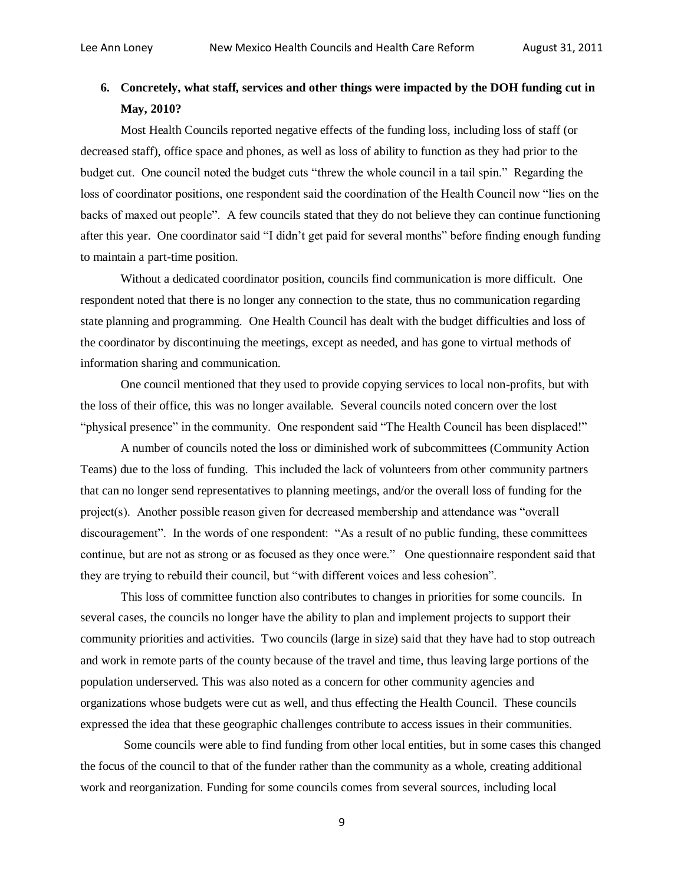**6. Concretely, what staff, services and other things were impacted by the DOH funding cut in May, 2010?**

Most Health Councils reported negative effects of the funding loss, including loss of staff (or decreased staff), office space and phones, as well as loss of ability to function as they had prior to the budget cut. One council noted the budget cuts "threw the whole council in a tail spin." Regarding the loss of coordinator positions, one respondent said the coordination of the Health Council now "lies on the backs of maxed out people". A few councils stated that they do not believe they can continue functioning after this year. One coordinator said "I didn't get paid for several months" before finding enough funding to maintain a part-time position.

Without a dedicated coordinator position, councils find communication is more difficult. One respondent noted that there is no longer any connection to the state, thus no communication regarding state planning and programming. One Health Council has dealt with the budget difficulties and loss of the coordinator by discontinuing the meetings, except as needed, and has gone to virtual methods of information sharing and communication.

One council mentioned that they used to provide copying services to local non-profits, but with the loss of their office, this was no longer available. Several councils noted concern over the lost "physical presence" in the community. One respondent said "The Health Council has been displaced!"

A number of councils noted the loss or diminished work of subcommittees (Community Action Teams) due to the loss of funding. This included the lack of volunteers from other community partners that can no longer send representatives to planning meetings, and/or the overall loss of funding for the project(s). Another possible reason given for decreased membership and attendance was "overall discouragement". In the words of one respondent: "As a result of no public funding, these committees continue, but are not as strong or as focused as they once were." One questionnaire respondent said that they are trying to rebuild their council, but "with different voices and less cohesion".

This loss of committee function also contributes to changes in priorities for some councils. In several cases, the councils no longer have the ability to plan and implement projects to support their community priorities and activities. Two councils (large in size) said that they have had to stop outreach and work in remote parts of the county because of the travel and time, thus leaving large portions of the population underserved. This was also noted as a concern for other community agencies and organizations whose budgets were cut as well, and thus effecting the Health Council. These councils expressed the idea that these geographic challenges contribute to access issues in their communities.

Some councils were able to find funding from other local entities, but in some cases this changed the focus of the council to that of the funder rather than the community as a whole, creating additional work and reorganization. Funding for some councils comes from several sources, including local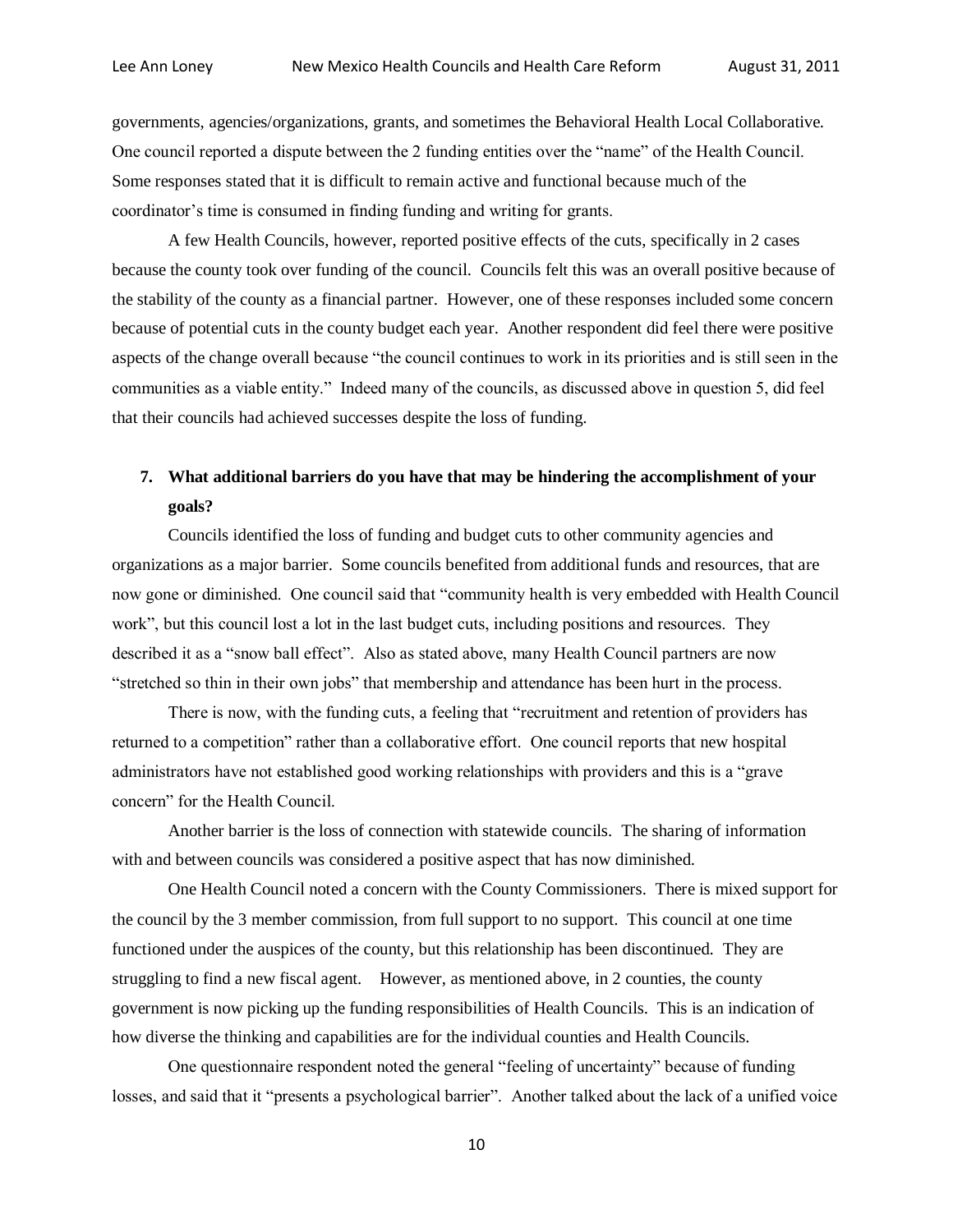governments, agencies/organizations, grants, and sometimes the Behavioral Health Local Collaborative. One council reported a dispute between the 2 funding entities over the "name" of the Health Council. Some responses stated that it is difficult to remain active and functional because much of the coordinator's time is consumed in finding funding and writing for grants.

A few Health Councils, however, reported positive effects of the cuts, specifically in 2 cases because the county took over funding of the council. Councils felt this was an overall positive because of the stability of the county as a financial partner. However, one of these responses included some concern because of potential cuts in the county budget each year. Another respondent did feel there were positive aspects of the change overall because "the council continues to work in its priorities and is still seen in the communities as a viable entity." Indeed many of the councils, as discussed above in question 5, did feel that their councils had achieved successes despite the loss of funding.

**7. What additional barriers do you have that may be hindering the accomplishment of your goals?**

Councils identified the loss of funding and budget cuts to other community agencies and organizations as a major barrier. Some councils benefited from additional funds and resources, that are now gone or diminished. One council said that "community health is very embedded with Health Council work", but this council lost a lot in the last budget cuts, including positions and resources. They described it as a "snow ball effect". Also as stated above, many Health Council partners are now "stretched so thin in their own jobs" that membership and attendance has been hurt in the process.

There is now, with the funding cuts, a feeling that "recruitment and retention of providers has returned to a competition" rather than a collaborative effort. One council reports that new hospital administrators have not established good working relationships with providers and this is a "grave concern" for the Health Council.

Another barrier is the loss of connection with statewide councils. The sharing of information with and between councils was considered a positive aspect that has now diminished.

One Health Council noted a concern with the County Commissioners. There is mixed support for the council by the 3 member commission, from full support to no support. This council at one time functioned under the auspices of the county, but this relationship has been discontinued. They are struggling to find a new fiscal agent. However, as mentioned above, in 2 counties, the county government is now picking up the funding responsibilities of Health Councils. This is an indication of how diverse the thinking and capabilities are for the individual counties and Health Councils.

One questionnaire respondent noted the general "feeling of uncertainty" because of funding losses, and said that it "presents a psychological barrier". Another talked about the lack of a unified voice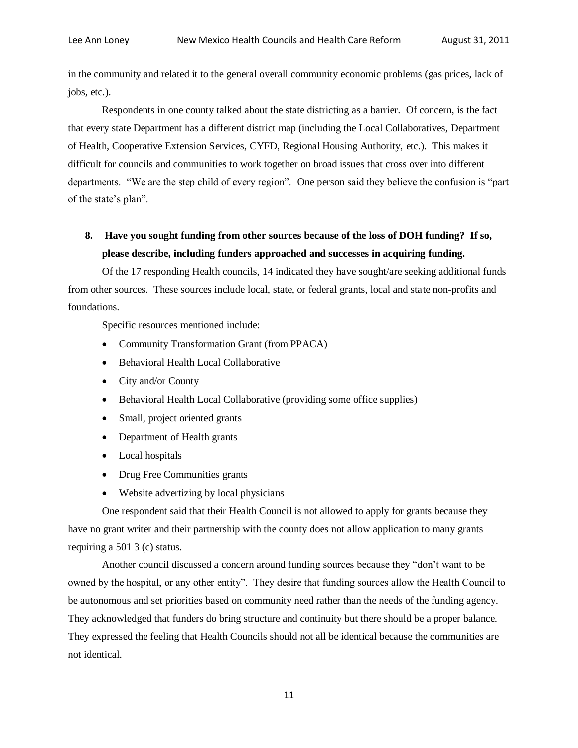in the community and related it to the general overall community economic problems (gas prices, lack of jobs, etc.).

Respondents in one county talked about the state districting as a barrier. Of concern, is the fact that every state Department has a different district map (including the Local Collaboratives, Department of Health, Cooperative Extension Services, CYFD, Regional Housing Authority, etc.). This makes it difficult for councils and communities to work together on broad issues that cross over into different departments. "We are the step child of every region". One person said they believe the confusion is "part of the state's plan".

**8. Have you sought funding from other sources because of the loss of DOH funding? If so, please describe, including funders approached and successes in acquiring funding.**

Of the 17 responding Health councils, 14 indicated they have sought/are seeking additional funds from other sources. These sources include local, state, or federal grants, local and state non-profits and foundations.

Specific resources mentioned include:

- Community Transformation Grant (from PPACA)
- Behavioral Health Local Collaborative
- City and/or County
- Behavioral Health Local Collaborative (providing some office supplies)
- Small, project oriented grants
- Department of Health grants
- Local hospitals
- Drug Free Communities grants
- Website advertizing by local physicians

One respondent said that their Health Council is not allowed to apply for grants because they have no grant writer and their partnership with the county does not allow application to many grants requiring a 501 3 (c) status.

Another council discussed a concern around funding sources because they "don't want to be owned by the hospital, or any other entity". They desire that funding sources allow the Health Council to be autonomous and set priorities based on community need rather than the needs of the funding agency. They acknowledged that funders do bring structure and continuity but there should be a proper balance. They expressed the feeling that Health Councils should not all be identical because the communities are not identical.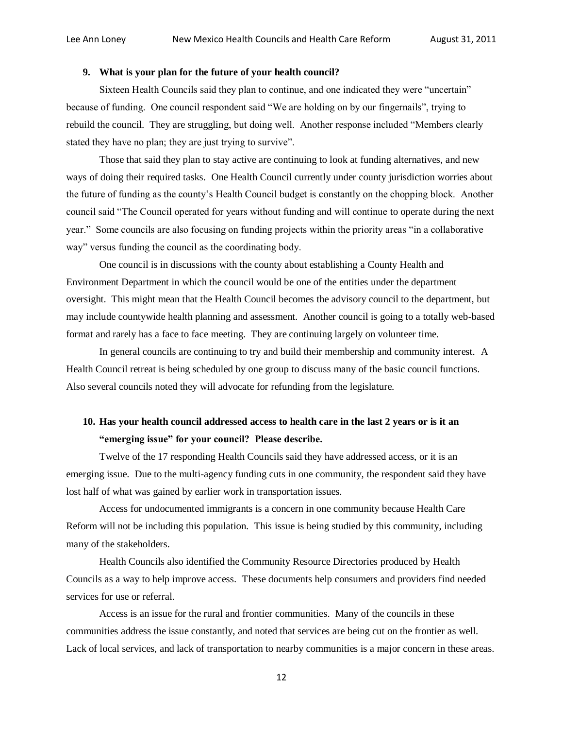**9. What is your plan for the future of your health council?**

Sixteen Health Councils said they plan to continue, and one indicated they were "uncertain" because of funding. One council respondent said "We are holding on by our fingernails", trying to rebuild the council. They are struggling, but doing well. Another response included "Members clearly stated they have no plan; they are just trying to survive".

Those that said they plan to stay active are continuing to look at funding alternatives, and new ways of doing their required tasks. One Health Council currently under county jurisdiction worries about the future of funding as the county's Health Council budget is constantly on the chopping block. Another council said "The Council operated for years without funding and will continue to operate during the next year." Some councils are also focusing on funding projects within the priority areas "in a collaborative way" versus funding the council as the coordinating body.

One council is in discussions with the county about establishing a County Health and Environment Department in which the council would be one of the entities under the department oversight. This might mean that the Health Council becomes the advisory council to the department, but may include countywide health planning and assessment. Another council is going to a totally web-based format and rarely has a face to face meeting. They are continuing largely on volunteer time.

In general councils are continuing to try and build their membership and community interest. A Health Council retreat is being scheduled by one group to discuss many of the basic council functions. Also several councils noted they will advocate for refunding from the legislature.

**10. Has your health council addressed access to health care in the last 2 years or is it an "emerging issue" for your council? Please describe.**

Twelve of the 17 responding Health Councils said they have addressed access, or it is an emerging issue. Due to the multi-agency funding cuts in one community, the respondent said they have lost half of what was gained by earlier work in transportation issues.

Access for undocumented immigrants is a concern in one community because Health Care Reform will not be including this population. This issue is being studied by this community, including many of the stakeholders.

Health Councils also identified the Community Resource Directories produced by Health Councils as a way to help improve access. These documents help consumers and providers find needed services for use or referral.

Access is an issue for the rural and frontier communities. Many of the councils in these communities address the issue constantly, and noted that services are being cut on the frontier as well. Lack of local services, and lack of transportation to nearby communities is a major concern in these areas.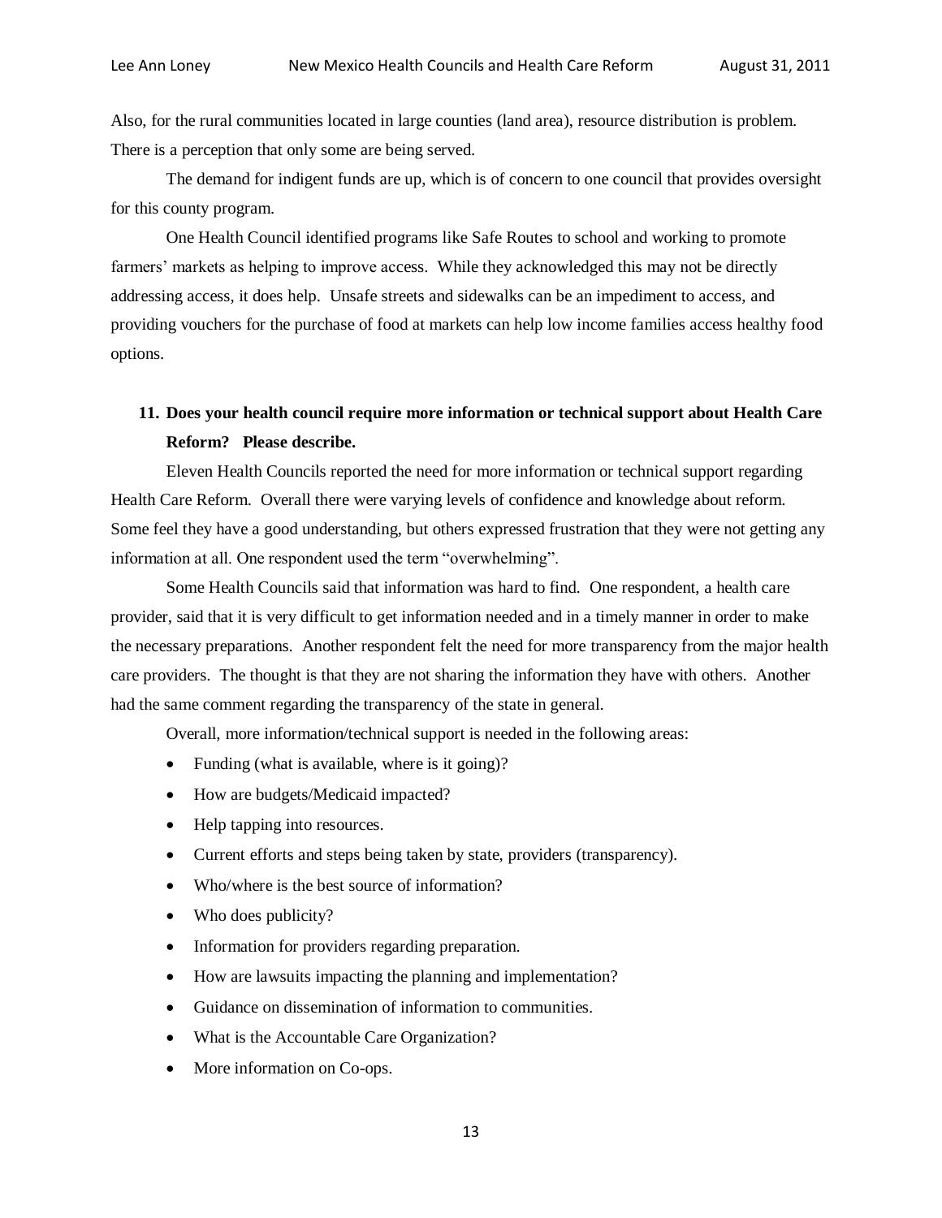Also, for the rural communities located in large counties (land area), resource distribution is problem. There is a perception that only some are being served.

The demand for indigent funds are up, which is of concern to one council that provides oversight for this county program.

One Health Council identified programs like Safe Routes to school and working to promote farmers' markets as helping to improve access. While they acknowledged this may not be directly addressing access, it does help. Unsafe streets and sidewalks can be an impediment to access, and providing vouchers for the purchase of food at markets can help low income families access healthy food options.

**11. Does your health council require more information or technical support about Health Care Reform? Please describe.**

Eleven Health Councils reported the need for more information or technical support regarding Health Care Reform. Overall there were varying levels of confidence and knowledge about reform. Some feel they have a good understanding, but others expressed frustration that they were not getting any information at all. One respondent used the term "overwhelming".

Some Health Councils said that information was hard to find. One respondent, a health care provider, said that it is very difficult to get information needed and in a timely manner in order to make the necessary preparations. Another respondent felt the need for more transparency from the major health care providers. The thought is that they are not sharing the information they have with others. Another had the same comment regarding the transparency of the state in general.

Overall, more information/technical support is needed in the following areas:

- Funding (what is available, where is it going)?
- How are budgets/Medicaid impacted?
- Help tapping into resources.
- Current efforts and steps being taken by state, providers (transparency).
- Who/where is the best source of information?
- Who does publicity?
- Information for providers regarding preparation.
- How are lawsuits impacting the planning and implementation?
- Guidance on dissemination of information to communities.
- What is the Accountable Care Organization?
- More information on Co-ops.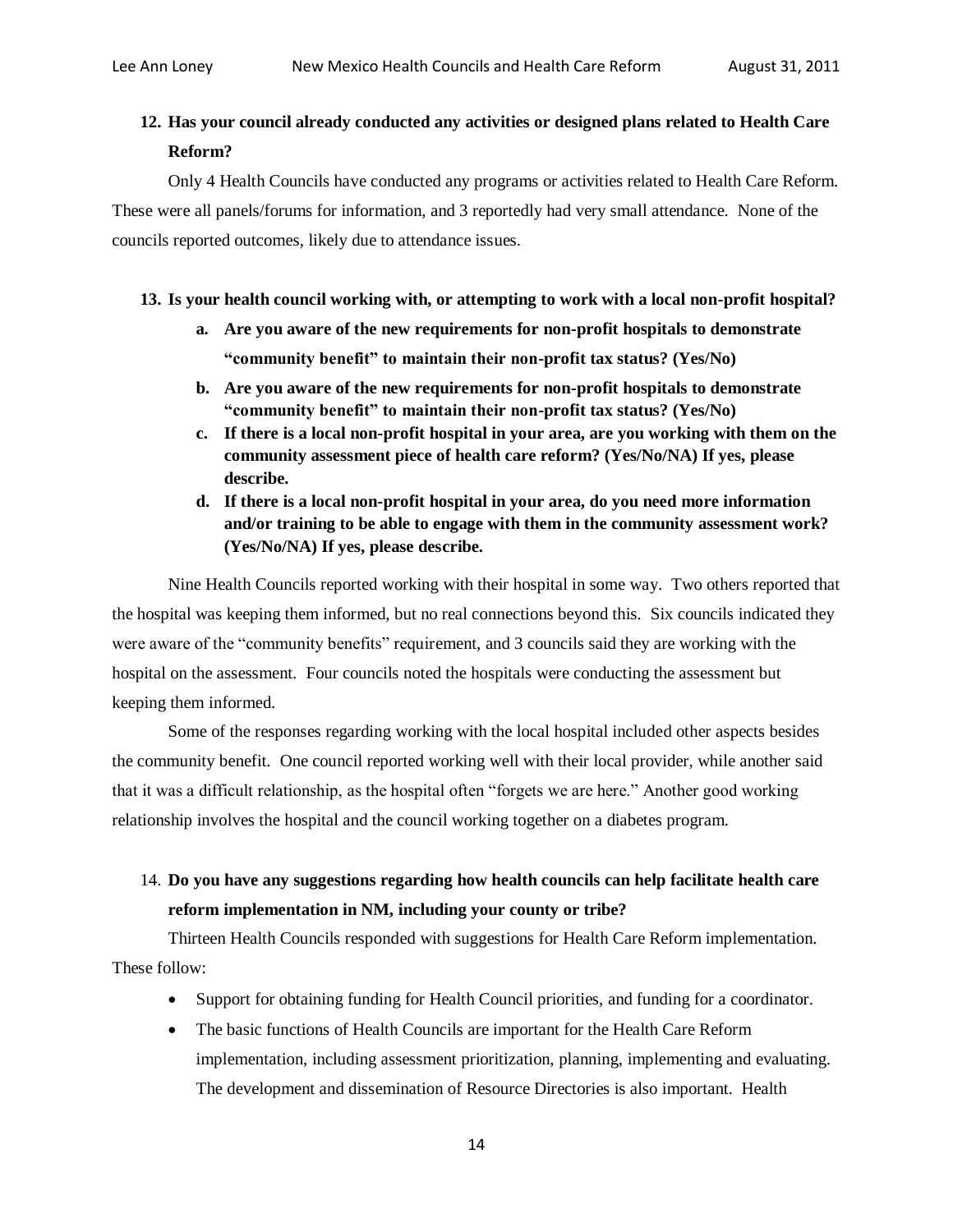**12. Has your council already conducted any activities or designed plans related to Health Care Reform?**

Only 4 Health Councils have conducted any programs or activities related to Health Care Reform. These were all panels/forums for information, and 3 reportedly had very small attendance. None of the councils reported outcomes, likely due to attendance issues.

**13. Is your health council working with, or attempting to work with a local non-profit hospital?**

- **a. Are you aware of the new requirements for non-profit hospitals to demonstrate "community benefit" to maintain their non-profit tax status? (Yes/No)**
- **b. Are you aware of the new requirements for non-profit hospitals to demonstrate "community benefit" to maintain their non-profit tax status? (Yes/No)**
- **c. If there is a local non-profit hospital in your area, are you working with them on the community assessment piece of health care reform? (Yes/No/NA) If yes, please describe.**
- **d. If there is a local non-profit hospital in your area, do you need more information and/or training to be able to engage with them in the community assessment work? (Yes/No/NA) If yes, please describe.**

Nine Health Councils reported working with their hospital in some way. Two others reported that the hospital was keeping them informed, but no real connections beyond this. Six councils indicated they were aware of the "community benefits" requirement, and 3 councils said they are working with the hospital on the assessment. Four councils noted the hospitals were conducting the assessment but keeping them informed.

Some of the responses regarding working with the local hospital included other aspects besides the community benefit. One council reported working well with their local provider, while another said that it was a difficult relationship, as the hospital often "forgets we are here." Another good working relationship involves the hospital and the council working together on a diabetes program.

14. **Do you have any suggestions regarding how health councils can help facilitate health care reform implementation in NM, including your county or tribe?**

Thirteen Health Councils responded with suggestions for Health Care Reform implementation. These follow:

- Support for obtaining funding for Health Council priorities, and funding for a coordinator.
- The basic functions of Health Councils are important for the Health Care Reform implementation, including assessment prioritization, planning, implementing and evaluating. The development and dissemination of Resource Directories is also important. Health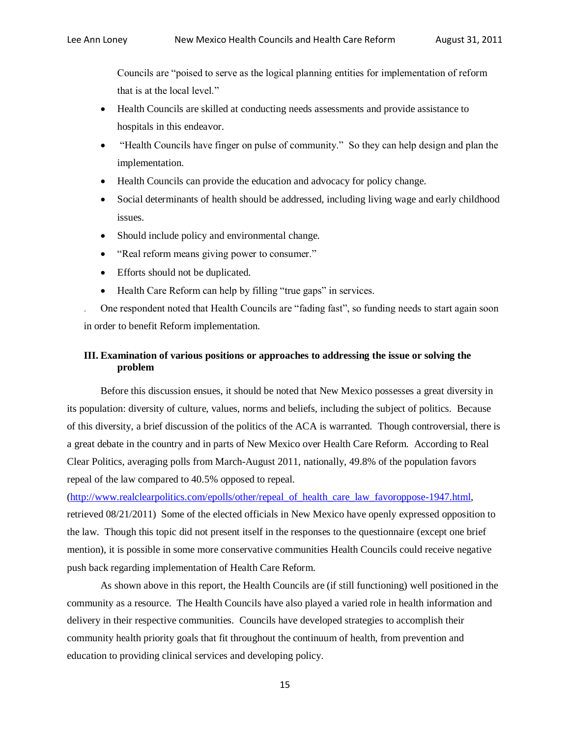Councils are "poised to serve as the logical planning entities for implementation of reform that is at the local level."

- Health Councils are skilled at conducting needs assessments and provide assistance to hospitals in this endeavor.
- "Health Councils have finger on pulse of community." So they can help design and plan the implementation.
- Health Councils can provide the education and advocacy for policy change.
- Social determinants of health should be addressed, including living wage and early childhood issues.
- Should include policy and environmental change.
- "Real reform means giving power to consumer."
- Efforts should not be duplicated.
- Health Care Reform can help by filling "true gaps" in services.

. One respondent noted that Health Councils are "fading fast", so funding needs to start again soon in order to benefit Reform implementation.

**III. Examination of various positions or approaches to addressing the issue or solving the problem**

Before this discussion ensues, it should be noted that New Mexico possesses a great diversity in its population: diversity of culture, values, norms and beliefs, including the subject of politics. Because of this diversity, a brief discussion of the politics of the ACA is warranted. Though controversial, there is a great debate in the country and in parts of New Mexico over Health Care Reform. According to Real Clear Politics, averaging polls from March-August 2011, nationally, 49.8% of the population favors repeal of the law compared to 40.5% opposed to repeal. (http://www.realclearpolitics.com/epolls/other/repeal_of_health_care_law_favoroppose-1947.html, retrieved 08/21/2011) Some of the elected officials in New Mexico have openly expressed opposition to the law. Though this topic did not present itself in the responses to the questionnaire (except one brief mention), it is possible in some more conservative communities Health Councils could receive negative push back regarding implementation of Health Care Reform.

As shown above in this report, the Health Councils are (if still functioning) well positioned in the community as a resource. The Health Councils have also played a varied role in health information and delivery in their respective communities. Councils have developed strategies to accomplish their community health priority goals that fit throughout the continuum of health, from prevention and education to providing clinical services and developing policy.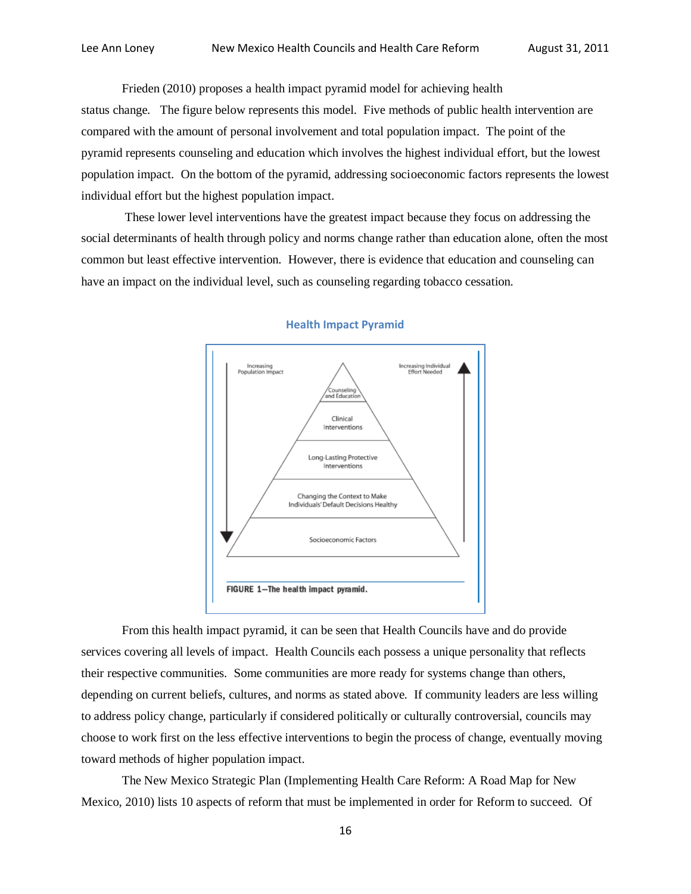Frieden (2010) proposes a health impact pyramid model for achieving health status change. The figure below represents this model. Five methods of public health intervention are compared with the amount of personal involvement and total population impact. The point of the pyramid represents counseling and education which involves the highest individual effort, but the lowest population impact. On the bottom of the pyramid, addressing socioeconomic factors represents the lowest individual effort but the highest population impact.

These lower level interventions have the greatest impact because they focus on addressing the social determinants of health through policy and norms change rather than education alone, often the most common but least effective intervention. However, there is evidence that education and counseling can have an impact on the individual level, such as counseling regarding tobacco cessation.

**Health Impact Pyramid**

Increasing Population Impact

Increasing Individual Effort Needed

Counseling and Education

Clinical Interventions

Long-Lasting Protective Interventions

Changing the Context to Make Individuals' Default Decisions Healthy

Socioeconomic Factors

**FIGURE 1—The health impact pyramid.**

From this health impact pyramid, it can be seen that Health Councils have and do provide services covering all levels of impact. Health Councils each possess a unique personality that reflects their respective communities. Some communities are more ready for systems change than others, depending on current beliefs, cultures, and norms as stated above. If community leaders are less willing to address policy change, particularly if considered politically or culturally controversial, councils may choose to work first on the less effective interventions to begin the process of change, eventually moving toward methods of higher population impact.

The New Mexico Strategic Plan (Implementing Health Care Reform: A Road Map for New Mexico, 2010) lists 10 aspects of reform that must be implemented in order for Reform to succeed. Of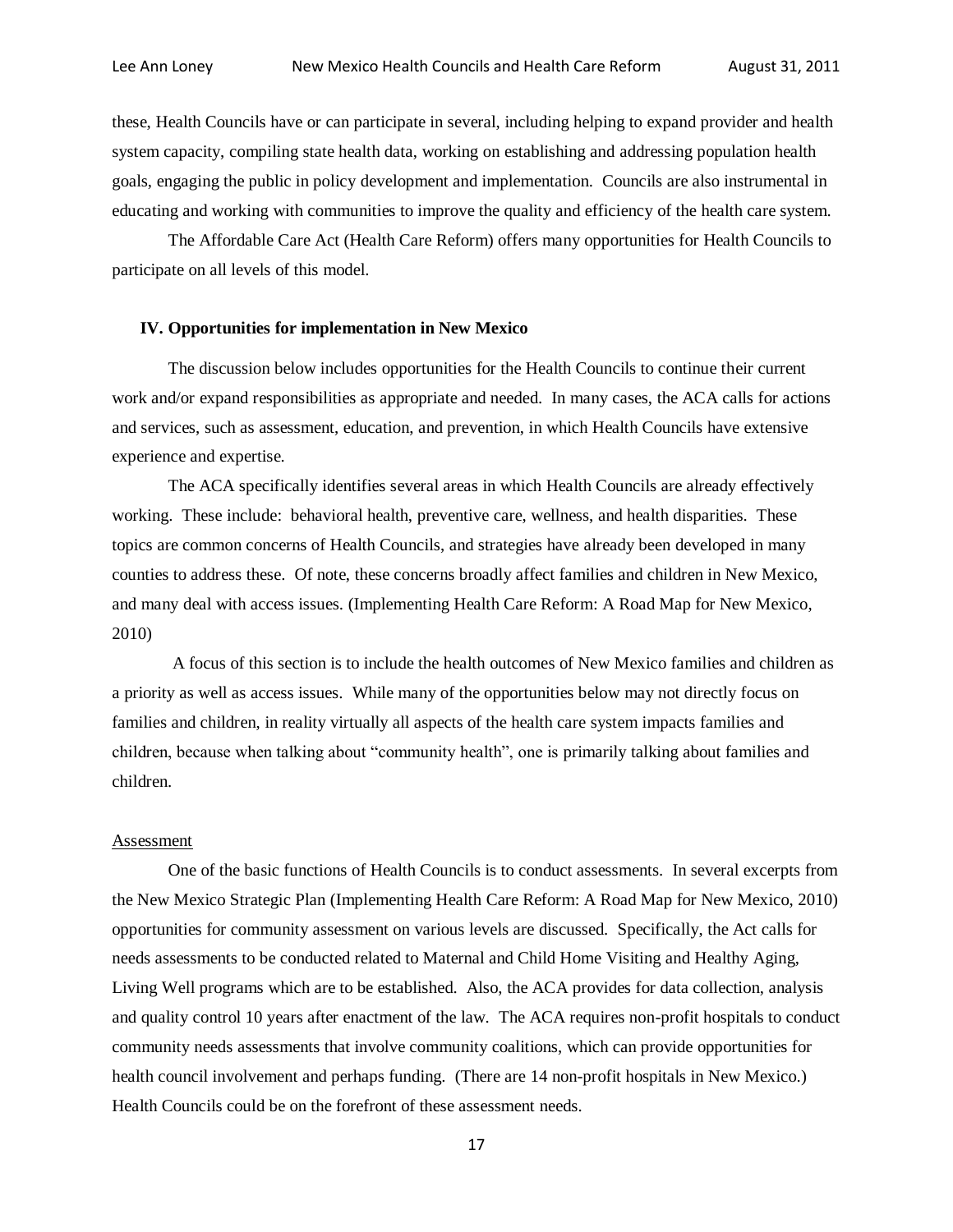these, Health Councils have or can participate in several, including helping to expand provider and health system capacity, compiling state health data, working on establishing and addressing population health goals, engaging the public in policy development and implementation. Councils are also instrumental in educating and working with communities to improve the quality and efficiency of the health care system.

The Affordable Care Act (Health Care Reform) offers many opportunities for Health Councils to participate on all levels of this model.

## IV. Opportunities for implementation in New Mexico

The discussion below includes opportunities for the Health Councils to continue their current work and/or expand responsibilities as appropriate and needed. In many cases, the ACA calls for actions and services, such as assessment, education, and prevention, in which Health Councils have extensive experience and expertise.

The ACA specifically identifies several areas in which Health Councils are already effectively working. These include: behavioral health, preventive care, wellness, and health disparities. These topics are common concerns of Health Councils, and strategies have already been developed in many counties to address these. Of note, these concerns broadly affect families and children in New Mexico, and many deal with access issues. (Implementing Health Care Reform: A Road Map for New Mexico, 2010)

A focus of this section is to include the health outcomes of New Mexico families and children as a priority as well as access issues. While many of the opportunities below may not directly focus on families and children, in reality virtually all aspects of the health care system impacts families and children, because when talking about "community health", one is primarily talking about families and children.

### Assessment

One of the basic functions of Health Councils is to conduct assessments. In several excerpts from the New Mexico Strategic Plan (Implementing Health Care Reform: A Road Map for New Mexico, 2010) opportunities for community assessment on various levels are discussed. Specifically, the Act calls for needs assessments to be conducted related to Maternal and Child Home Visiting and Healthy Aging, Living Well programs which are to be established. Also, the ACA provides for data collection, analysis and quality control 10 years after enactment of the law. The ACA requires non-profit hospitals to conduct community needs assessments that involve community coalitions, which can provide opportunities for health council involvement and perhaps funding. (There are 14 non-profit hospitals in New Mexico.) Health Councils could be on the forefront of these assessment needs.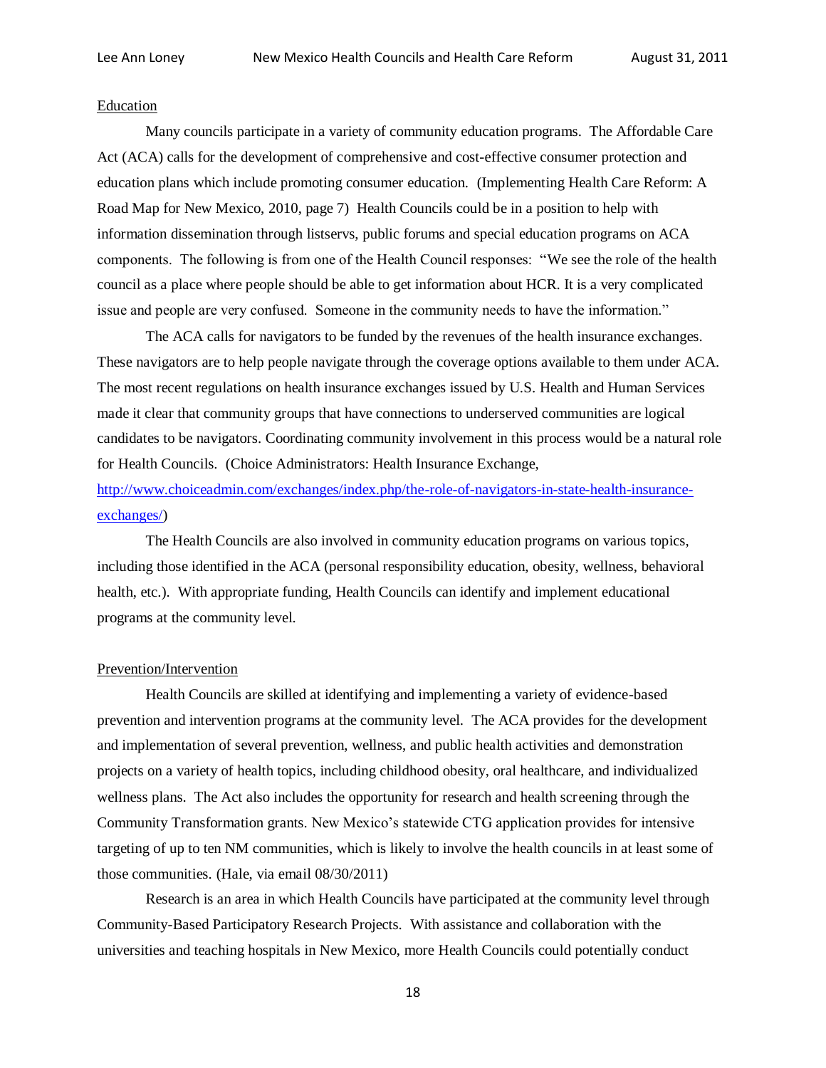Education

Many councils participate in a variety of community education programs. The Affordable Care Act (ACA) calls for the development of comprehensive and cost-effective consumer protection and education plans which include promoting consumer education. (Implementing Health Care Reform: A Road Map for New Mexico, 2010, page 7) Health Councils could be in a position to help with information dissemination through listservs, public forums and special education programs on ACA components. The following is from one of the Health Council responses: "We see the role of the health council as a place where people should be able to get information about HCR. It is a very complicated issue and people are very confused. Someone in the community needs to have the information."

The ACA calls for navigators to be funded by the revenues of the health insurance exchanges. These navigators are to help people navigate through the coverage options available to them under ACA. The most recent regulations on health insurance exchanges issued by U.S. Health and Human Services made it clear that community groups that have connections to underserved communities are logical candidates to be navigators. Coordinating community involvement in this process would be a natural role for Health Councils. (Choice Administrators: Health Insurance Exchange, [http://www.choiceadmin.com/exchanges/index.php/the-role-of-navigators-in-state-health-insurance-exchanges/](http://www.choiceadmin.com/exchanges/index.php/the-role-of-navigators-in-state-health-insurance-exchanges/))

The Health Councils are also involved in community education programs on various topics, including those identified in the ACA (personal responsibility education, obesity, wellness, behavioral health, etc.). With appropriate funding, Health Councils can identify and implement educational programs at the community level.

Prevention/Intervention

Health Councils are skilled at identifying and implementing a variety of evidence-based prevention and intervention programs at the community level. The ACA provides for the development and implementation of several prevention, wellness, and public health activities and demonstration projects on a variety of health topics, including childhood obesity, oral healthcare, and individualized wellness plans. The Act also includes the opportunity for research and health screening through the Community Transformation grants. New Mexico's statewide CTG application provides for intensive targeting of up to ten NM communities, which is likely to involve the health councils in at least some of those communities. (Hale, via email 08/30/2011)

Research is an area in which Health Councils have participated at the community level through Community-Based Participatory Research Projects. With assistance and collaboration with the universities and teaching hospitals in New Mexico, more Health Councils could potentially conduct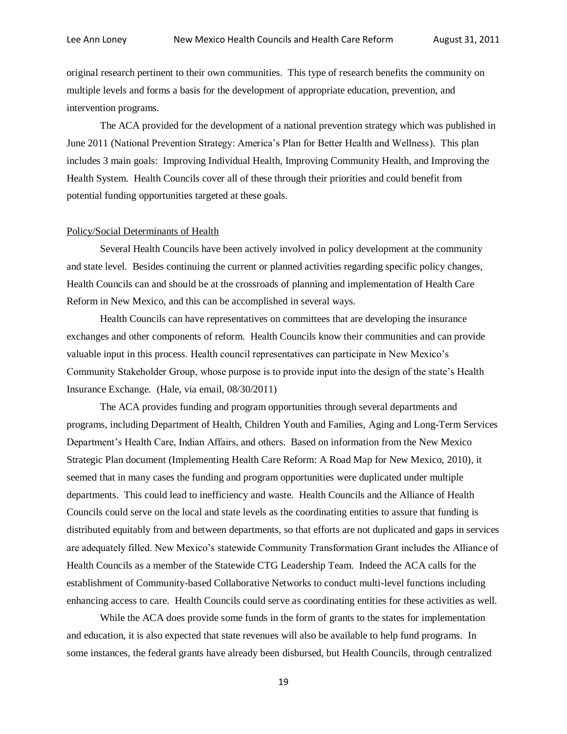original research pertinent to their own communities. This type of research benefits the community on multiple levels and forms a basis for the development of appropriate education, prevention, and intervention programs.

The ACA provided for the development of a national prevention strategy which was published in June 2011 (National Prevention Strategy: America's Plan for Better Health and Wellness). This plan includes 3 main goals: Improving Individual Health, Improving Community Health, and Improving the Health System. Health Councils cover all of these through their priorities and could benefit from potential funding opportunities targeted at these goals.

Policy/Social Determinants of Health

Several Health Councils have been actively involved in policy development at the community and state level. Besides continuing the current or planned activities regarding specific policy changes, Health Councils can and should be at the crossroads of planning and implementation of Health Care Reform in New Mexico, and this can be accomplished in several ways.

Health Councils can have representatives on committees that are developing the insurance exchanges and other components of reform. Health Councils know their communities and can provide valuable input in this process. Health council representatives can participate in New Mexico's Community Stakeholder Group, whose purpose is to provide input into the design of the state's Health Insurance Exchange. (Hale, via email, 08/30/2011)

The ACA provides funding and program opportunities through several departments and programs, including Department of Health, Children Youth and Families, Aging and Long-Term Services Department's Health Care, Indian Affairs, and others. Based on information from the New Mexico Strategic Plan document (Implementing Health Care Reform: A Road Map for New Mexico, 2010), it seemed that in many cases the funding and program opportunities were duplicated under multiple departments. This could lead to inefficiency and waste. Health Councils and the Alliance of Health Councils could serve on the local and state levels as the coordinating entities to assure that funding is distributed equitably from and between departments, so that efforts are not duplicated and gaps in services are adequately filled. New Mexico's statewide Community Transformation Grant includes the Alliance of Health Councils as a member of the Statewide CTG Leadership Team. Indeed the ACA calls for the establishment of Community-based Collaborative Networks to conduct multi-level functions including enhancing access to care. Health Councils could serve as coordinating entities for these activities as well.

While the ACA does provide some funds in the form of grants to the states for implementation and education, it is also expected that state revenues will also be available to help fund programs. In some instances, the federal grants have already been disbursed, but Health Councils, through centralized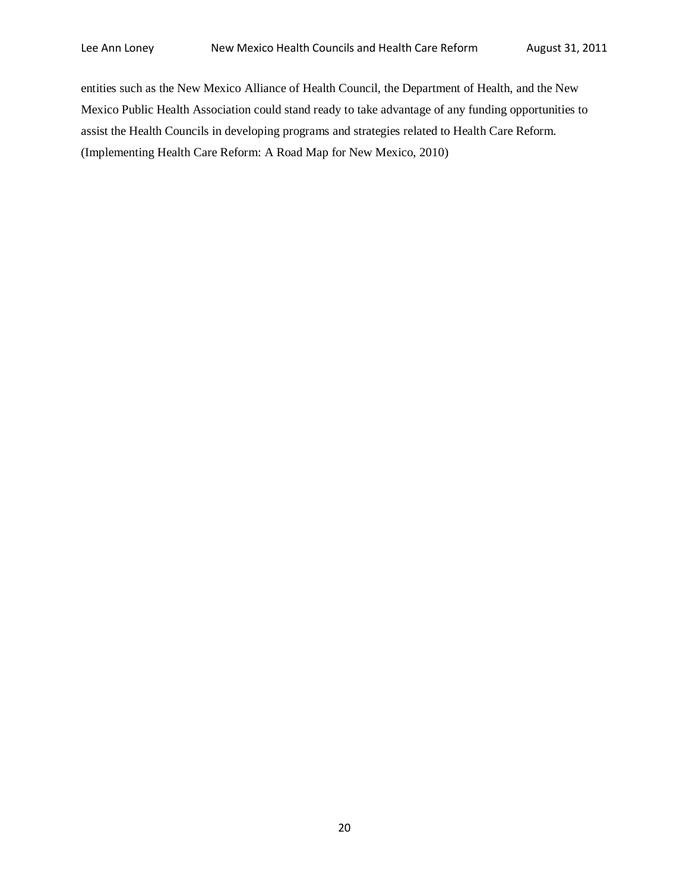entities such as the New Mexico Alliance of Health Council, the Department of Health, and the New Mexico Public Health Association could stand ready to take advantage of any funding opportunities to assist the Health Councils in developing programs and strategies related to Health Care Reform. (Implementing Health Care Reform: A Road Map for New Mexico, 2010)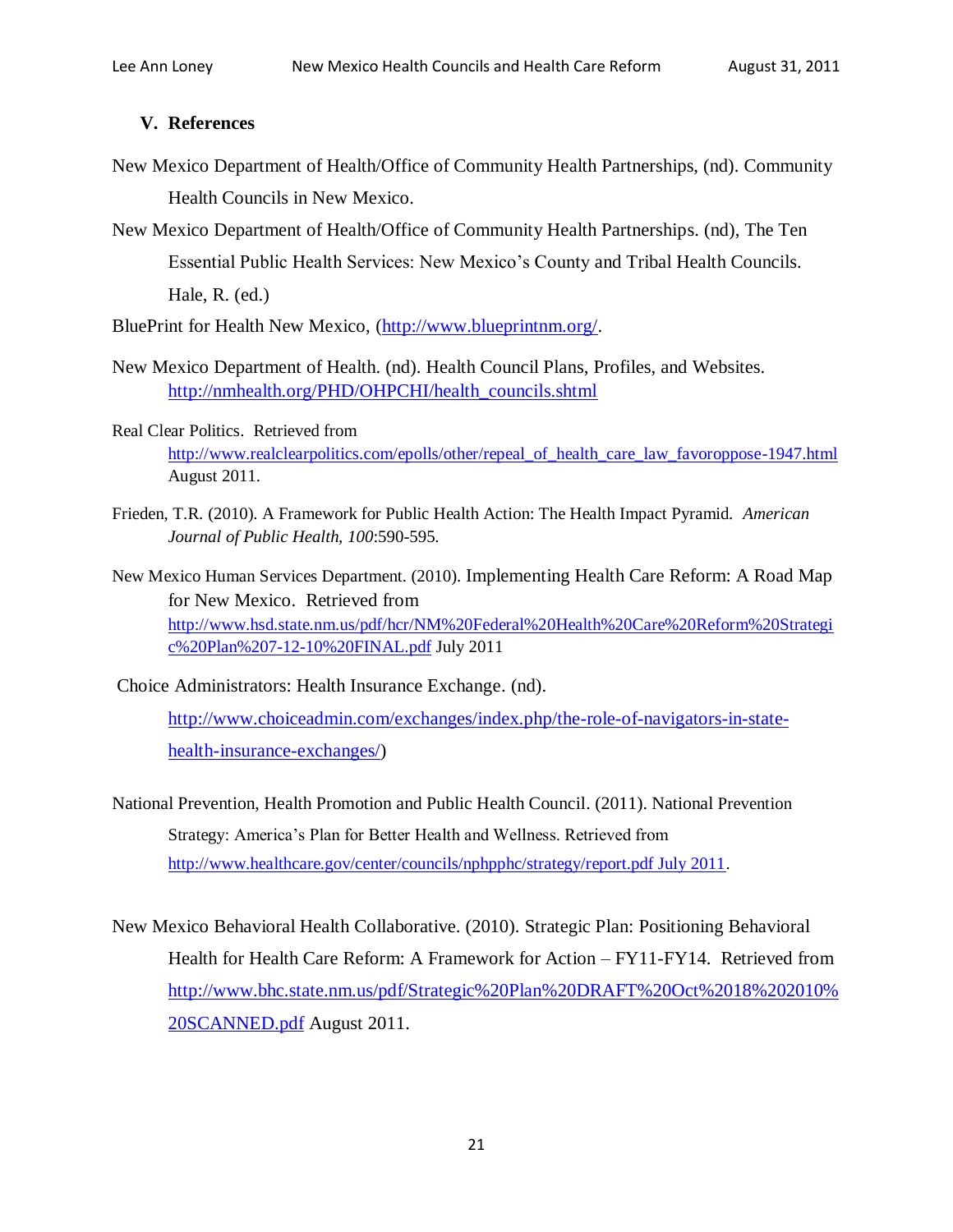## V. References

New Mexico Department of Health/Office of Community Health Partnerships, (nd). Community Health Councils in New Mexico.

New Mexico Department of Health/Office of Community Health Partnerships. (nd), The Ten Essential Public Health Services: New Mexico's County and Tribal Health Councils. Hale, R. (ed.)

BluePrint for Health New Mexico, (http://www.blueprintnm.org/.

New Mexico Department of Health. (nd). Health Council Plans, Profiles, and Websites. http://nmhealth.org/PHD/OHPCHI/health_councils.shtml

Real Clear Politics. Retrieved from http://www.realclearpolitics.com/epolls/other/repeal_of_health_care_law_favoroppose-1947.html August 2011.

Frieden, T.R. (2010). A Framework for Public Health Action: The Health Impact Pyramid. *American Journal of Public Health, 100*:590-595.

New Mexico Human Services Department. (2010). Implementing Health Care Reform: A Road Map for New Mexico. Retrieved from http://www.hsd.state.nm.us/pdf/hcr/NM%20Federal%20Health%20Care%20Reform%20Strategic%20Plan%207-12-10%20FINAL.pdf July 2011

Choice Administrators: Health Insurance Exchange. (nd). http://www.choiceadmin.com/exchanges/index.php/the-role-of-navigators-in-state-health-insurance-exchanges/)

National Prevention, Health Promotion and Public Health Council. (2011). National Prevention Strategy: America's Plan for Better Health and Wellness. Retrieved from http://www.healthcare.gov/center/councils/nphpphc/strategy/report.pdf July 2011.

New Mexico Behavioral Health Collaborative. (2010). Strategic Plan: Positioning Behavioral Health for Health Care Reform: A Framework for Action – FY11-FY14. Retrieved from http://www.bhc.state.nm.us/pdf/Strategic%20Plan%20DRAFT%20Oct%2018%202010%20SCANNED.pdf August 2011.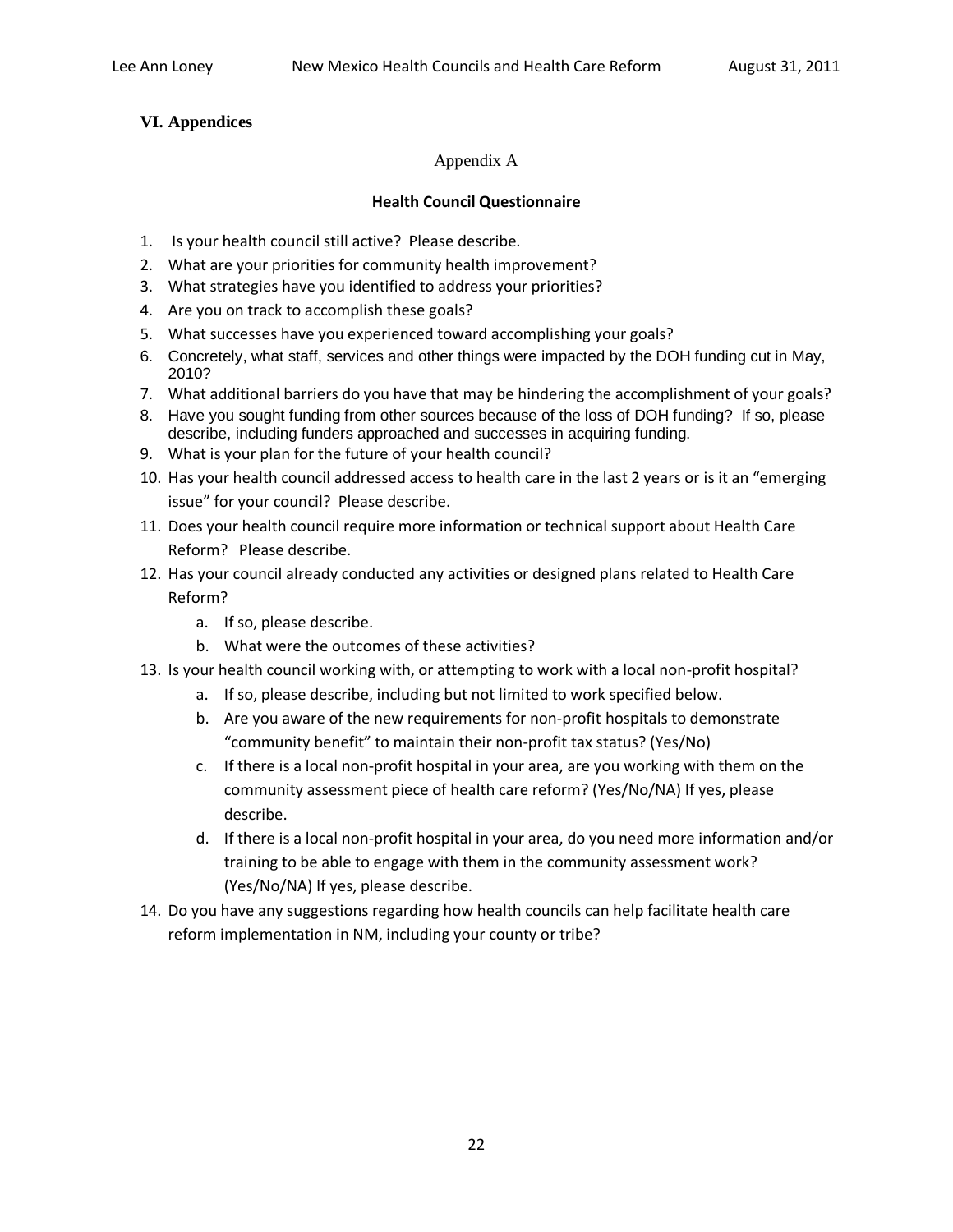## VI. Appendices

### Appendix A

**Health Council Questionnaire**

1. Is your health council still active? Please describe.
2. What are your priorities for community health improvement?
3. What strategies have you identified to address your priorities?
4. Are you on track to accomplish these goals?
5. What successes have you experienced toward accomplishing your goals?
6. Concretely, what staff, services and other things were impacted by the DOH funding cut in May, 2010?
7. What additional barriers do you have that may be hindering the accomplishment of your goals?
8. Have you sought funding from other sources because of the loss of DOH funding? If so, please describe, including funders approached and successes in acquiring funding.
9. What is your plan for the future of your health council?
10. Has your health council addressed access to health care in the last 2 years or is it an "emerging issue" for your council? Please describe.
11. Does your health council require more information or technical support about Health Care Reform? Please describe.
12. Has your council already conducted any activities or designed plans related to Health Care Reform?
    a. If so, please describe.
    b. What were the outcomes of these activities?
13. Is your health council working with, or attempting to work with a local non-profit hospital?
    a. If so, please describe, including but not limited to work specified below.
    b. Are you aware of the new requirements for non-profit hospitals to demonstrate "community benefit" to maintain their non-profit tax status? (Yes/No)
    c. If there is a local non-profit hospital in your area, are you working with them on the community assessment piece of health care reform? (Yes/No/NA) If yes, please describe.
    d. If there is a local non-profit hospital in your area, do you need more information and/or training to be able to engage with them in the community assessment work? (Yes/No/NA) If yes, please describe.
14. Do you have any suggestions regarding how health councils can help facilitate health care reform implementation in NM, including your county or tribe?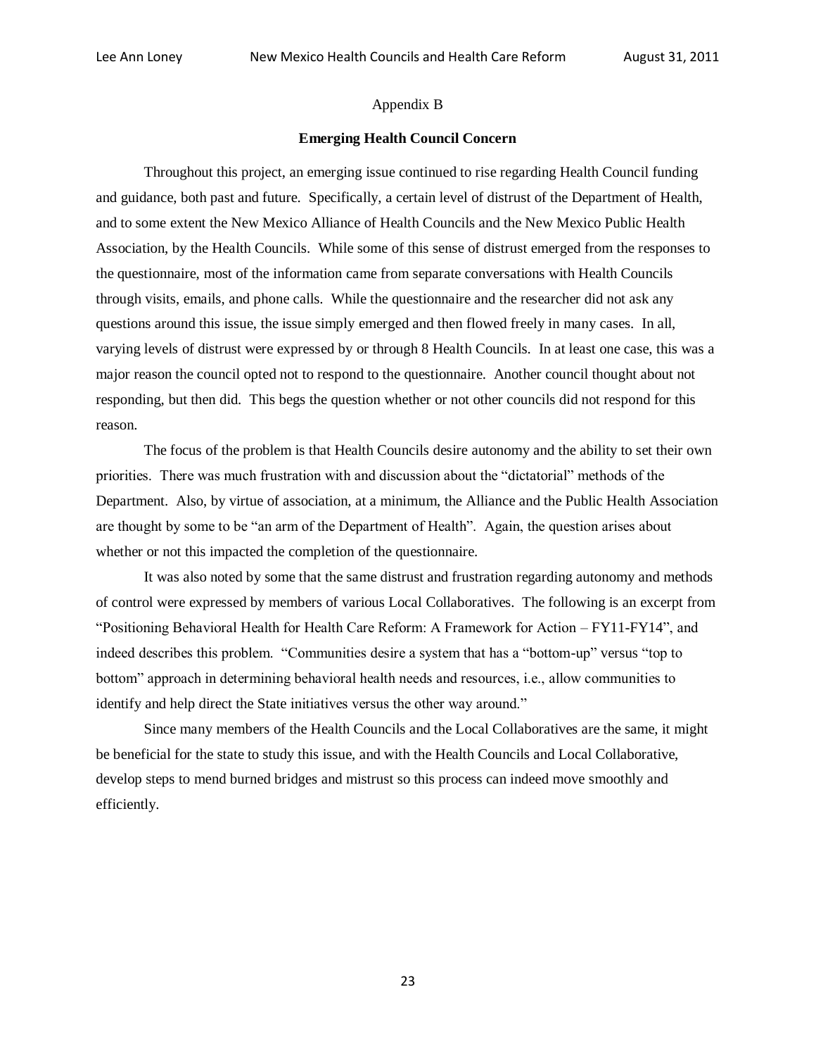Appendix B

## Emerging Health Council Concern

Throughout this project, an emerging issue continued to rise regarding Health Council funding and guidance, both past and future. Specifically, a certain level of distrust of the Department of Health, and to some extent the New Mexico Alliance of Health Councils and the New Mexico Public Health Association, by the Health Councils. While some of this sense of distrust emerged from the responses to the questionnaire, most of the information came from separate conversations with Health Councils through visits, emails, and phone calls. While the questionnaire and the researcher did not ask any questions around this issue, the issue simply emerged and then flowed freely in many cases. In all, varying levels of distrust were expressed by or through 8 Health Councils. In at least one case, this was a major reason the council opted not to respond to the questionnaire. Another council thought about not responding, but then did. This begs the question whether or not other councils did not respond for this reason.

The focus of the problem is that Health Councils desire autonomy and the ability to set their own priorities. There was much frustration with and discussion about the "dictatorial" methods of the Department. Also, by virtue of association, at a minimum, the Alliance and the Public Health Association are thought by some to be "an arm of the Department of Health". Again, the question arises about whether or not this impacted the completion of the questionnaire.

It was also noted by some that the same distrust and frustration regarding autonomy and methods of control were expressed by members of various Local Collaboratives. The following is an excerpt from "Positioning Behavioral Health for Health Care Reform: A Framework for Action – FY11-FY14", and indeed describes this problem. "Communities desire a system that has a "bottom-up" versus "top to bottom" approach in determining behavioral health needs and resources, i.e., allow communities to identify and help direct the State initiatives versus the other way around."

Since many members of the Health Councils and the Local Collaboratives are the same, it might be beneficial for the state to study this issue, and with the Health Councils and Local Collaborative, develop steps to mend burned bridges and mistrust so this process can indeed move smoothly and efficiently.